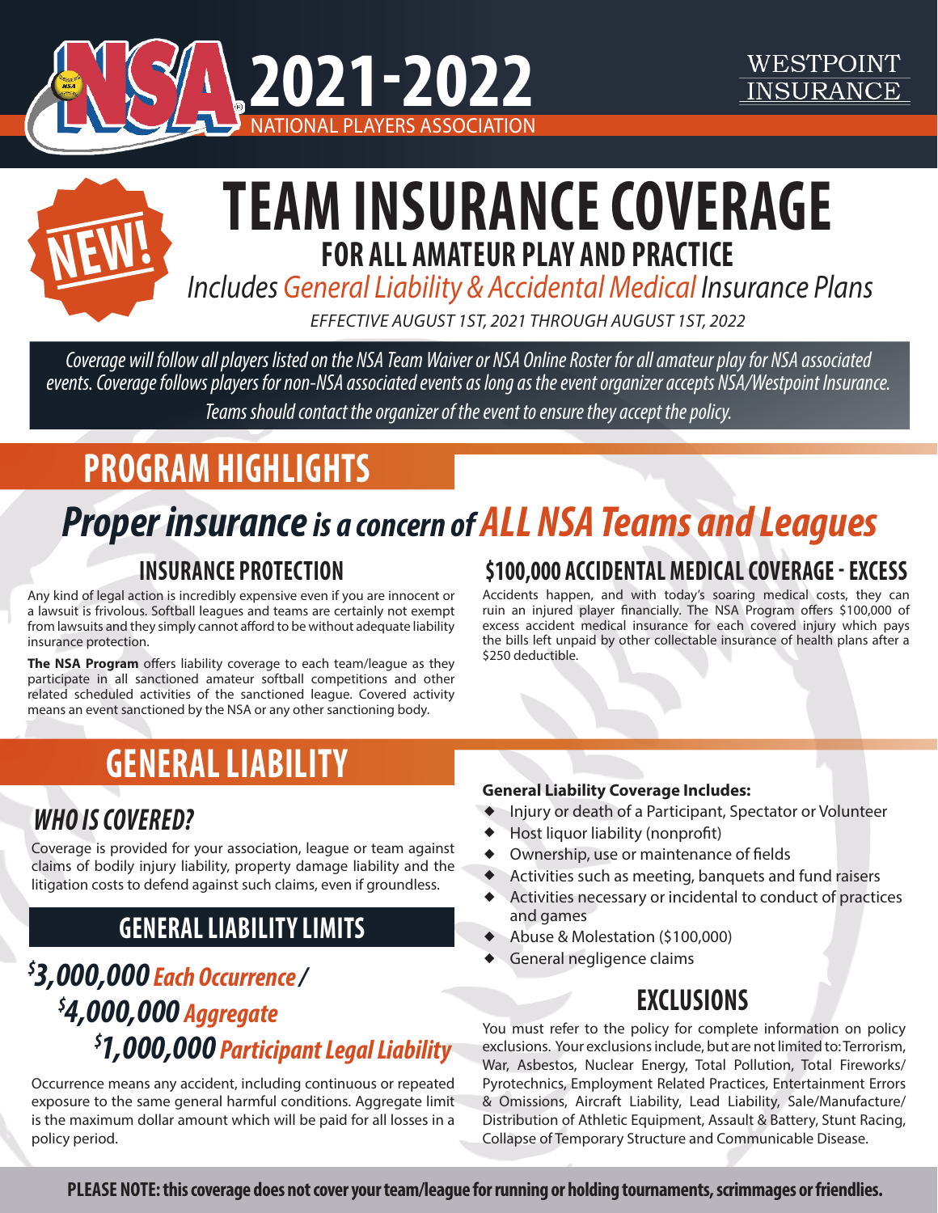# NSA 2021-2022

NATIONAL PLAYERS ASSOCIATION

WESTPOINT INSURANCE

NEW!

# TEAM INSURANCE COVERAGE

## FOR ALL AMATEUR PLAY AND PRACTICE

*Includes General Liability & Accidental Medical Insurance Plans*

*EFFECTIVE AUGUST 1ST, 2021 THROUGH AUGUST 1ST, 2022*

*Coverage will follow all players listed on the NSA Team Waiver or NSA Online Roster for all amateur play for NSA associated events. Coverage follows players for non-NSA associated events as long as the event organizer accepts NSA/Westpoint Insurance. Teams should contact the organizer of the event to ensure they accept the policy.*

## PROGRAM HIGHLIGHTS

***Proper insurance** is a concern of **ALL NSA Teams and Leagues***

### INSURANCE PROTECTION

Any kind of legal action is incredibly expensive even if you are innocent or a lawsuit is frivolous. Softball leagues and teams are certainly not exempt from lawsuits and they simply cannot afford to be without adequate liability insurance protection.

**The NSA Program** offers liability coverage to each team/league as they participate in all sanctioned amateur softball competitions and other related scheduled activities of the sanctioned league. Covered activity means an event sanctioned by the NSA or any other sanctioning body.

### $100,000 ACCIDENTAL MEDICAL COVERAGE - EXCESS

Accidents happen, and with today's soaring medical costs, they can ruin an injured player financially. The NSA Program offers $100,000 of excess accident medical insurance for each covered injury which pays the bills left unpaid by other collectable insurance of health plans after a $250 deductible.

## GENERAL LIABILITY

### *WHO IS COVERED?*

Coverage is provided for your association, league or team against claims of bodily injury liability, property damage liability and the litigation costs to defend against such claims, even if groundless.

### GENERAL LIABILITY LIMITS

***$3,000,000 Each Occurrence /***

***$4,000,000 Aggregate***

***$1,000,000 Participant Legal Liability***

Occurrence means any accident, including continuous or repeated exposure to the same general harmful conditions. Aggregate limit is the maximum dollar amount which will be paid for all losses in a policy period.

**General Liability Coverage Includes:**

- Injury or death of a Participant, Spectator or Volunteer
- Host liquor liability (nonprofit)
- Ownership, use or maintenance of fields
- Activities such as meeting, banquets and fund raisers
- Activities necessary or incidental to conduct of practices and games
- Abuse & Molestation ($100,000)
- General negligence claims

### EXCLUSIONS

You must refer to the policy for complete information on policy exclusions. Your exclusions include, but are not limited to: Terrorism, War, Asbestos, Nuclear Energy, Total Pollution, Total Fireworks/Pyrotechnics, Employment Related Practices, Entertainment Errors & Omissions, Aircraft Liability, Lead Liability, Sale/Manufacture/Distribution of Athletic Equipment, Assault & Battery, Stunt Racing, Collapse of Temporary Structure and Communicable Disease.

**PLEASE NOTE: this coverage does not cover your team/league for running or holding tournaments, scrimmages or friendlies.**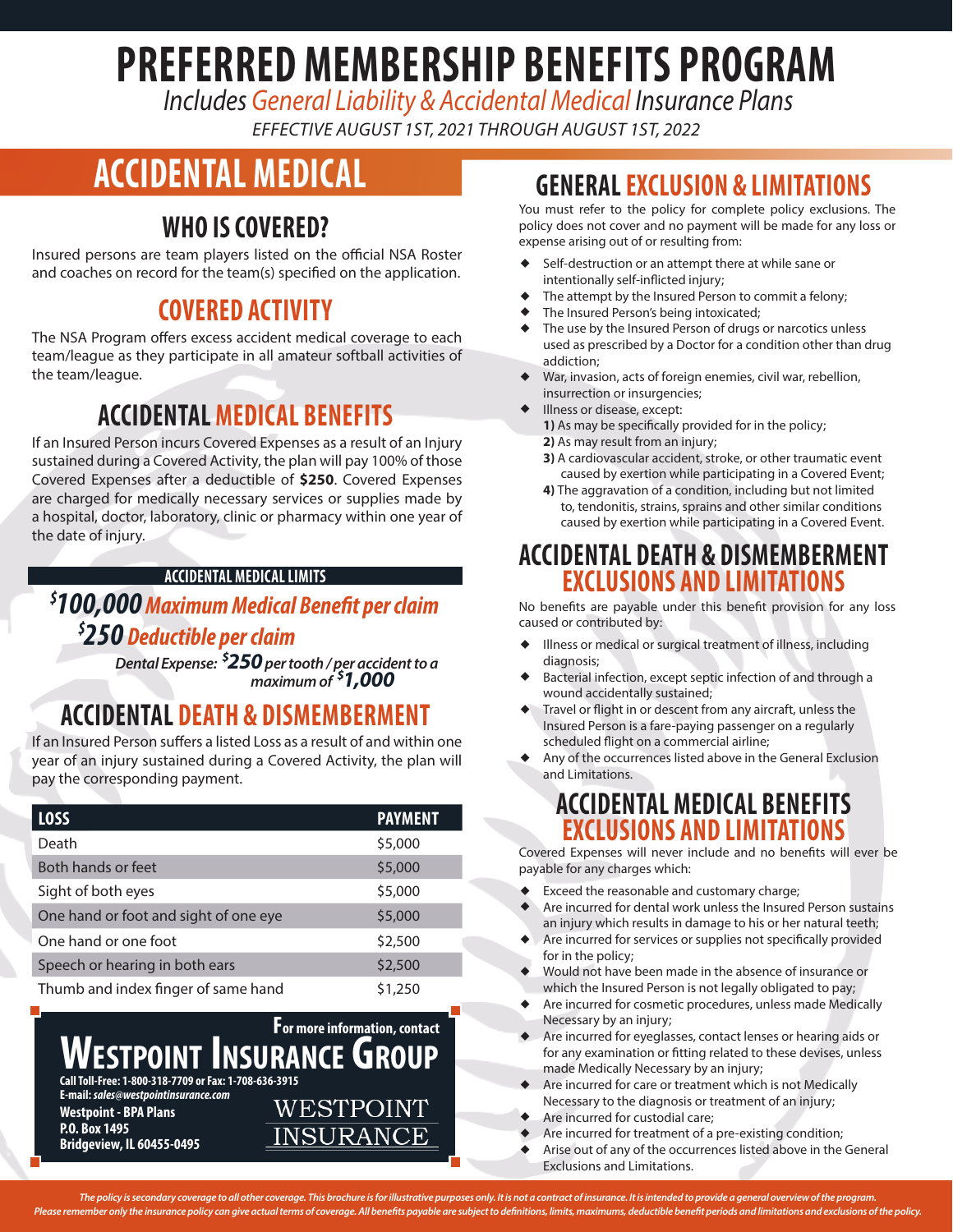# PREFERRED MEMBERSHIP BENEFITS PROGRAM

*Includes General Liability & Accidental Medical Insurance Plans*

*EFFECTIVE AUGUST 1ST, 2021 THROUGH AUGUST 1ST, 2022*

## ACCIDENTAL MEDICAL

### WHO IS COVERED?

Insured persons are team players listed on the official NSA Roster and coaches on record for the team(s) specified on the application.

### COVERED ACTIVITY

The NSA Program offers excess accident medical coverage to each team/league as they participate in all amateur softball activities of the team/league.

### ACCIDENTAL MEDICAL BENEFITS

If an Insured Person incurs Covered Expenses as a result of an Injury sustained during a Covered Activity, the plan will pay 100% of those Covered Expenses after a deductible of **$250**. Covered Expenses are charged for medically necessary services or supplies made by a hospital, doctor, laboratory, clinic or pharmacy within one year of the date of injury.

**ACCIDENTAL MEDICAL LIMITS**

***$100,000 Maximum Medical Benefit per claim***

***$250 Deductible per claim***

***Dental Expense: $250 per tooth / per accident to a maximum of $1,000***

### ACCIDENTAL DEATH & DISMEMBERMENT

If an Insured Person suffers a listed Loss as a result of and within one year of an injury sustained during a Covered Activity, the plan will pay the corresponding payment.

| LOSS | PAYMENT |
|---|---|
| Death | $5,000 |
| Both hands or feet | $5,000 |
| Sight of both eyes | $5,000 |
| One hand or foot and sight of one eye | $5,000 |
| One hand or one foot | $2,500 |
| Speech or hearing in both ears | $2,500 |
| Thumb and index finger of same hand | $1,250 |

**For more information, contact**

**WESTPOINT INSURANCE GROUP**

**Call Toll-Free: 1-800-318-7709 or Fax: 1-708-636-3915**
**E-mail: *sales@westpointinsurance.com***
**Westpoint - BPA Plans**
**P.O. Box 1495**
**Bridgeview, IL 60455-0495**

WESTPOINT INSURANCE

### GENERAL EXCLUSION & LIMITATIONS

You must refer to the policy for complete policy exclusions. The policy does not cover and no payment will be made for any loss or expense arising out of or resulting from:

- Self-destruction or an attempt there at while sane or intentionally self-inflicted injury;
- The attempt by the Insured Person to commit a felony;
- The Insured Person's being intoxicated;
- The use by the Insured Person of drugs or narcotics unless used as prescribed by a Doctor for a condition other than drug addiction;
- War, invasion, acts of foreign enemies, civil war, rebellion, insurrection or insurgencies;
- Illness or disease, except:
  **1)** As may be specifically provided for in the policy;
  **2)** As may result from an injury;
  **3)** A cardiovascular accident, stroke, or other traumatic event caused by exertion while participating in a Covered Event;
  **4)** The aggravation of a condition, including but not limited to, tendonitis, strains, sprains and other similar conditions caused by exertion while participating in a Covered Event.

### ACCIDENTAL DEATH & DISMEMBERMENT EXCLUSIONS AND LIMITATIONS

No benefits are payable under this benefit provision for any loss caused or contributed by:

- Illness or medical or surgical treatment of illness, including diagnosis;
- Bacterial infection, except septic infection of and through a wound accidentally sustained;
- Travel or flight in or descent from any aircraft, unless the Insured Person is a fare-paying passenger on a regularly scheduled flight on a commercial airline;
- Any of the occurrences listed above in the General Exclusion and Limitations.

### ACCIDENTAL MEDICAL BENEFITS EXCLUSIONS AND LIMITATIONS

Covered Expenses will never include and no benefits will ever be payable for any charges which:

- Exceed the reasonable and customary charge;
- Are incurred for dental work unless the Insured Person sustains an injury which results in damage to his or her natural teeth;
- Are incurred for services or supplies not specifically provided for in the policy;
- Would not have been made in the absence of insurance or which the Insured Person is not legally obligated to pay;
- Are incurred for cosmetic procedures, unless made Medically Necessary by an injury;
- Are incurred for eyeglasses, contact lenses or hearing aids or for any examination or fitting related to these devises, unless made Medically Necessary by an injury;
- Are incurred for care or treatment which is not Medically Necessary to the diagnosis or treatment of an injury;
- Are incurred for custodial care;
- Are incurred for treatment of a pre-existing condition;
- Arise out of any of the occurrences listed above in the General Exclusions and Limitations.

*The policy is secondary coverage to all other coverage. This brochure is for illustrative purposes only. It is not a contract of insurance. It is intended to provide a general overview of the program. Please remember only the insurance policy can give actual terms of coverage. All benefits payable are subject to definitions, limits, maximums, deductible benefit periods and limitations and exclusions of the policy.*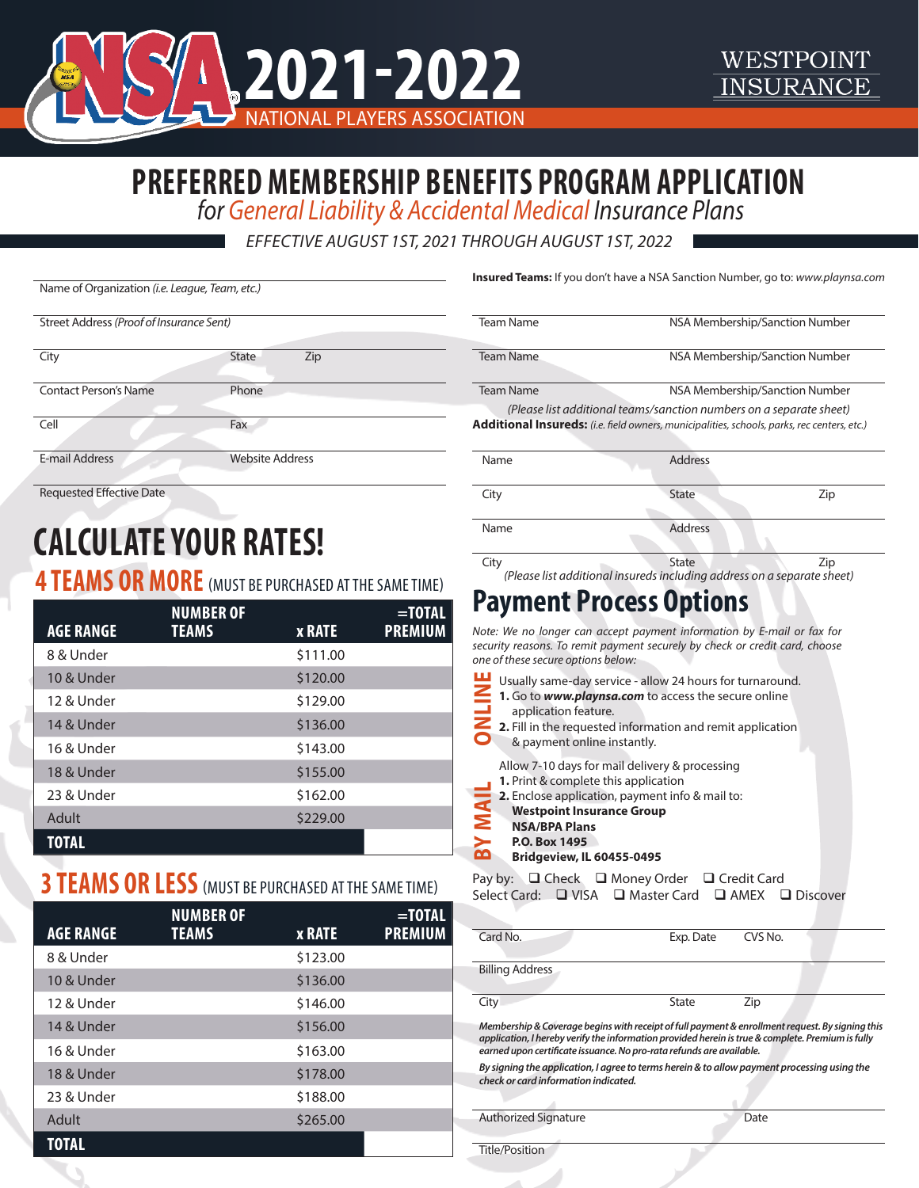# NSA 2021-2022
NATIONAL PLAYERS ASSOCIATION

WESTPOINT INSURANCE

# PREFERRED MEMBERSHIP BENEFITS PROGRAM APPLICATION
*for General Liability & Accidental Medical Insurance Plans*

*EFFECTIVE AUGUST 1ST, 2021 THROUGH AUGUST 1ST, 2022*

Name of Organization *(i.e. League, Team, etc.)*

Street Address *(Proof of Insurance Sent)*

City | State | Zip

Contact Person's Name | Phone

Cell | Fax

E-mail Address | Website Address

Requested Effective Date

**Insured Teams:** If you don't have a NSA Sanction Number, go to: *www.playnsa.com*

Team Name | NSA Membership/Sanction Number

Team Name | NSA Membership/Sanction Number

Team Name | NSA Membership/Sanction Number

*(Please list additional teams/sanction numbers on a separate sheet)*

**Additional Insureds:** *(i.e. field owners, municipalities, schools, parks, rec centers, etc.)*

Name | Address

City | State | Zip

Name | Address

City | State | Zip

*(Please list additional insureds including address on a separate sheet)*

# CALCULATE YOUR RATES!

## 4 TEAMS OR MORE (MUST BE PURCHASED AT THE SAME TIME)

| AGE RANGE | NUMBER OF TEAMS | x RATE | =TOTAL PREMIUM |
|---|---|---|---|
| 8 & Under | | $111.00 | |
| 10 & Under | | $120.00 | |
| 12 & Under | | $129.00 | |
| 14 & Under | | $136.00 | |
| 16 & Under | | $143.00 | |
| 18 & Under | | $155.00 | |
| 23 & Under | | $162.00 | |
| Adult | | $229.00 | |
| **TOTAL** | | | |

## 3 TEAMS OR LESS (MUST BE PURCHASED AT THE SAME TIME)

| AGE RANGE | NUMBER OF TEAMS | x RATE | =TOTAL PREMIUM |
|---|---|---|---|
| 8 & Under | | $123.00 | |
| 10 & Under | | $136.00 | |
| 12 & Under | | $146.00 | |
| 14 & Under | | $156.00 | |
| 16 & Under | | $163.00 | |
| 18 & Under | | $178.00 | |
| 23 & Under | | $188.00 | |
| Adult | | $265.00 | |
| **TOTAL** | | | |

# Payment Process Options

*Note: We no longer can accept payment information by E-mail or fax for security reasons. To remit payment securely by check or credit card, choose one of these secure options below:*

**ONLINE**

Usually same-day service - allow 24 hours for turnaround.

1. Go to ***www.playnsa.com*** to access the secure online application feature.
2. Fill in the requested information and remit application & payment online instantly.

**BY MAIL**

Allow 7-10 days for mail delivery & processing

1. Print & complete this application
2. Enclose application, payment info & mail to:
   **Westpoint Insurance Group**
   **NSA/BPA Plans**
   **P.O. Box 1495**
   **Bridgeview, IL 60455-0495**

Pay by: ❑ Check ❑ Money Order ❑ Credit Card

Select Card: ❑ VISA ❑ Master Card ❑ AMEX ❑ Discover

Card No. | Exp. Date | CVS No.

Billing Address

City | State | Zip

***Membership & Coverage begins with receipt of full payment & enrollment request. By signing this application, I hereby verify the information provided herein is true & complete. Premium is fully earned upon certificate issuance. No pro-rata refunds are available.***

***By signing the application, I agree to terms herein & to allow payment processing using the check or card information indicated.***

Authorized Signature | Date

Title/Position